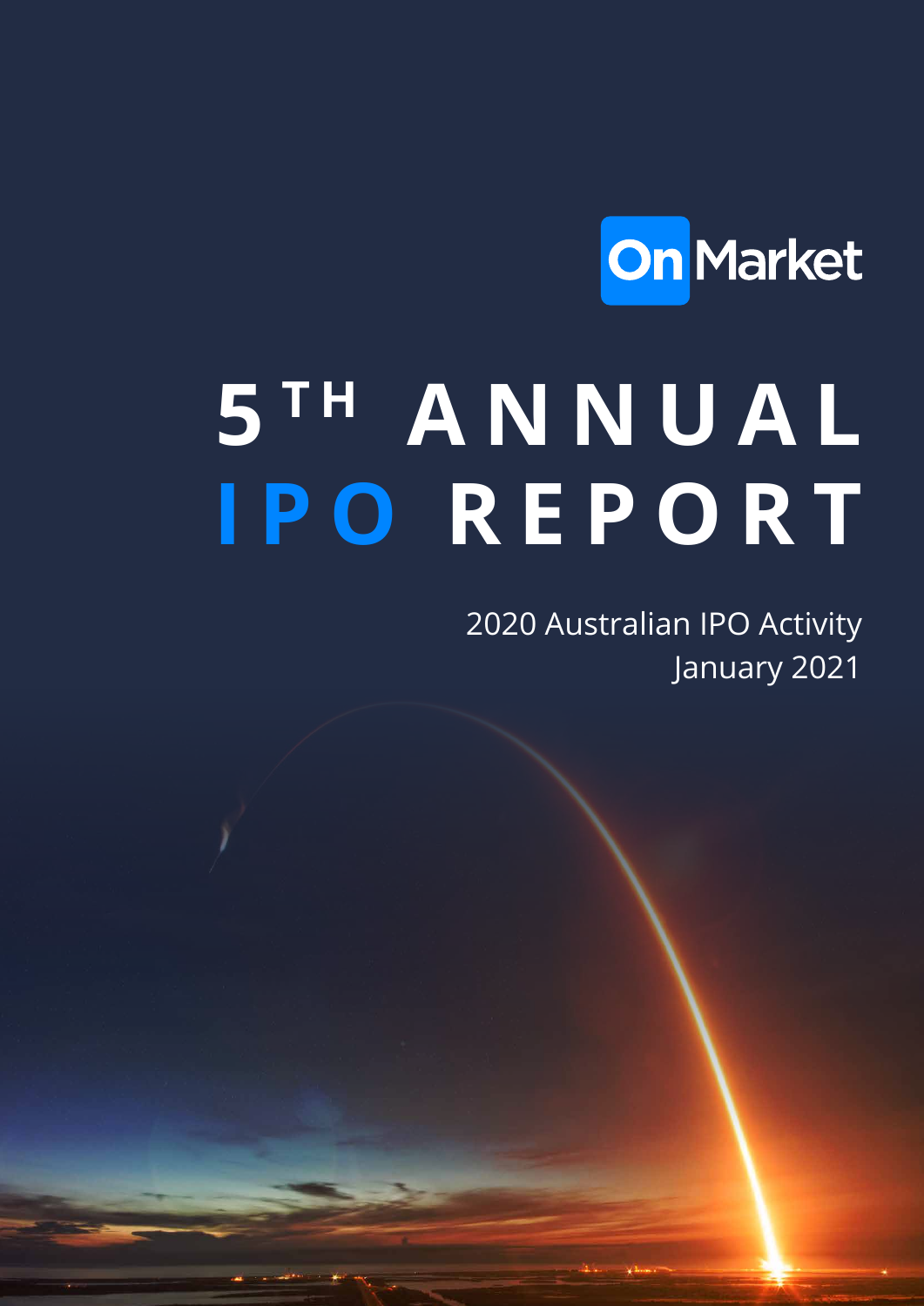OnMarket

# 5TH ANNUAL IPO REPORT

2020 Australian IPO Activity

January 2021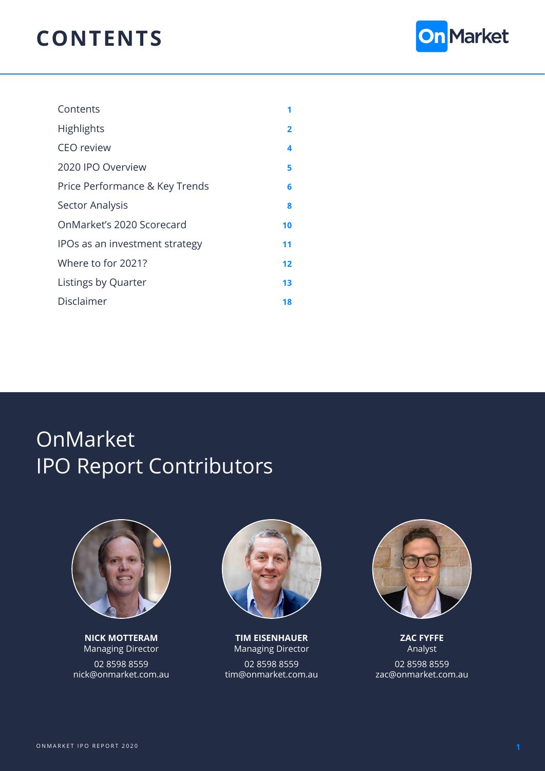# CONTENTS

| | |
|---|---|
| Contents | 1 |
| Highlights | 2 |
| CEO review | 4 |
| 2020 IPO Overview | 5 |
| Price Performance & Key Trends | 6 |
| Sector Analysis | 8 |
| OnMarket's 2020 Scorecard | 10 |
| IPOs as an investment strategy | 11 |
| Where to for 2021? | 12 |
| Listings by Quarter | 13 |
| Disclaimer | 18 |

## OnMarket IPO Report Contributors

**NICK MOTTERAM**
Managing Director
02 8598 8559
nick@onmarket.com.au

**TIM EISENHAUER**
Managing Director
02 8598 8559
tim@onmarket.com.au

**ZAC FYFFE**
Analyst
02 8598 8559
zac@onmarket.com.au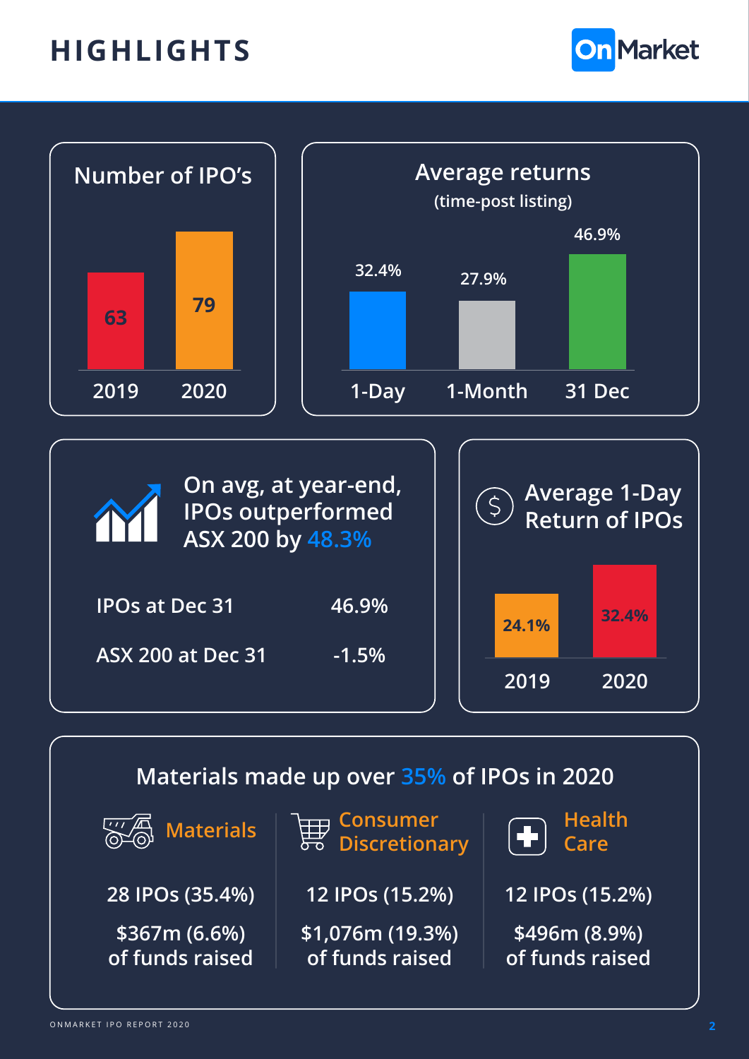# HIGHLIGHTS

## Number of IPO's

| Year | Number of IPOs |
|---|---|
| 2019 | 63 |
| 2020 | 79 |

## Average returns (time-post listing)

| Period | Return |
|---|---|
| 1-Day | 32.4% |
| 1-Month | 27.9% |
| 31 Dec | 46.9% |

## On avg, at year-end, IPOs outperformed ASX 200 by 48.3%

| | |
|---|---|
| IPOs at Dec 31 | 46.9% |
| ASX 200 at Dec 31 | -1.5% |

## Average 1-Day Return of IPOs

| Year | Return |
|---|---|
| 2019 | 24.1% |
| 2020 | 32.4% |

## Materials made up over 35% of IPOs in 2020

| Materials | Consumer Discretionary | Health Care |
|---|---|---|
| 28 IPOs (35.4%) | 12 IPOs (15.2%) | 12 IPOs (15.2%) |
| $367m (6.6%) of funds raised | $1,076m (19.3%) of funds raised | $496m (8.9%) of funds raised |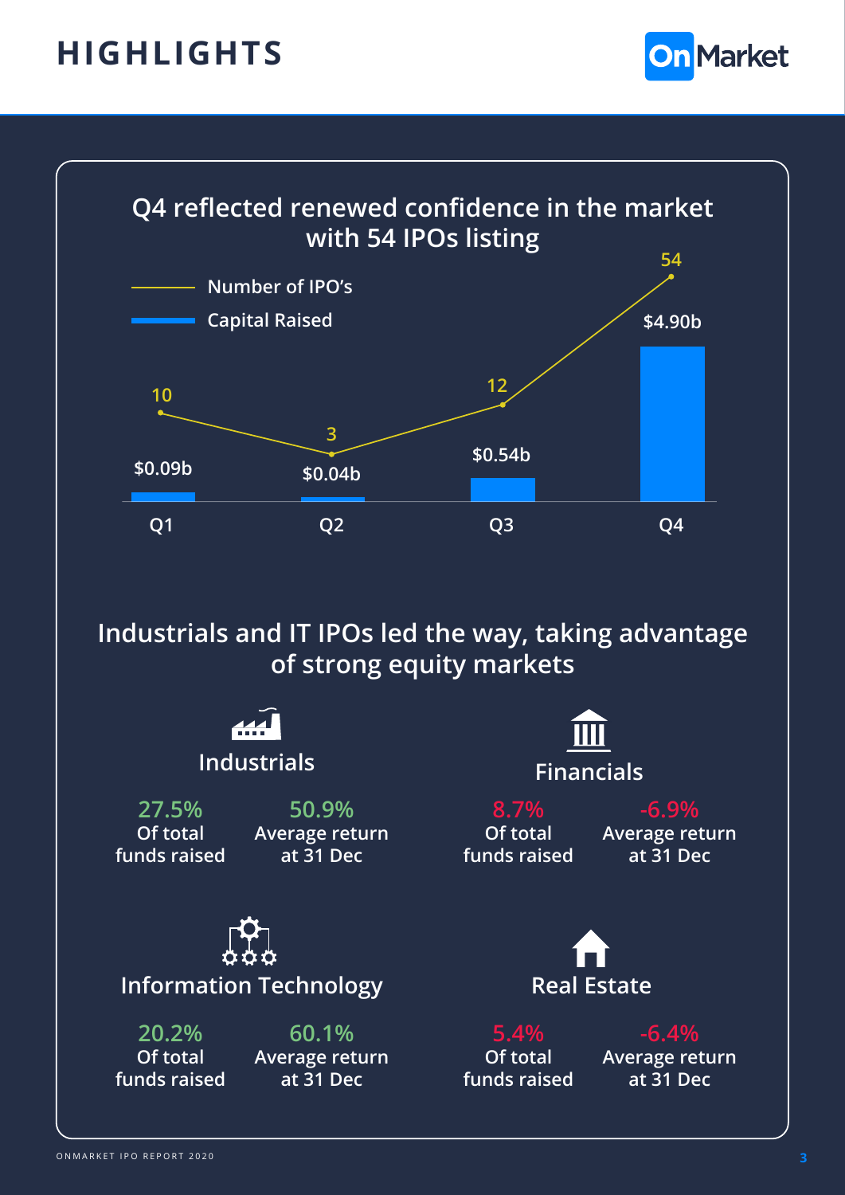# HIGHLIGHTS

## Q4 reflected renewed confidence in the market with 54 IPOs listing

| | Q1 | Q2 | Q3 | Q4 |
|---|---|---|---|---|
| Number of IPO's | 10 | 3 | 12 | 54 |
| Capital Raised | $0.09b | $0.04b | $0.54b | $4.90b |

## Industrials and IT IPOs led the way, taking advantage of strong equity markets

### Industrials

**27.5%** Of total funds raised

**50.9%** Average return at 31 Dec

### Financials

**8.7%** Of total funds raised

**-6.9%** Average return at 31 Dec

### Information Technology

**20.2%** Of total funds raised

**60.1%** Average return at 31 Dec

### Real Estate

**5.4%** Of total funds raised

**-6.4%** Average return at 31 Dec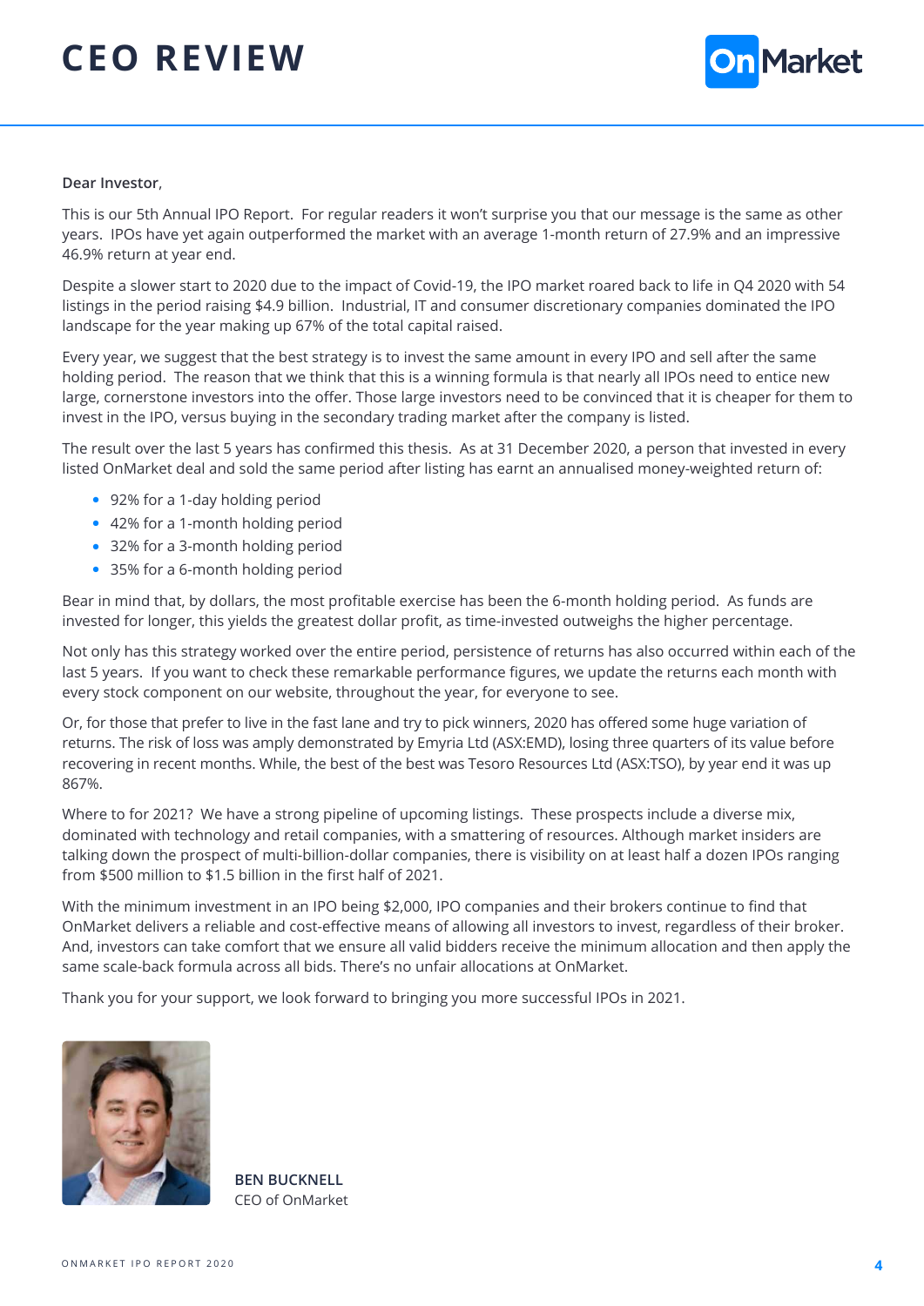# CEO REVIEW

**Dear Investor**,

This is our 5th Annual IPO Report. For regular readers it won't surprise you that our message is the same as other years. IPOs have yet again outperformed the market with an average 1-month return of 27.9% and an impressive 46.9% return at year end.

Despite a slower start to 2020 due to the impact of Covid-19, the IPO market roared back to life in Q4 2020 with 54 listings in the period raising $4.9 billion. Industrial, IT and consumer discretionary companies dominated the IPO landscape for the year making up 67% of the total capital raised.

Every year, we suggest that the best strategy is to invest the same amount in every IPO and sell after the same holding period. The reason that we think that this is a winning formula is that nearly all IPOs need to entice new large, cornerstone investors into the offer. Those large investors need to be convinced that it is cheaper for them to invest in the IPO, versus buying in the secondary trading market after the company is listed.

The result over the last 5 years has confirmed this thesis. As at 31 December 2020, a person that invested in every listed OnMarket deal and sold the same period after listing has earnt an annualised money-weighted return of:

- 92% for a 1-day holding period
- 42% for a 1-month holding period
- 32% for a 3-month holding period
- 35% for a 6-month holding period

Bear in mind that, by dollars, the most profitable exercise has been the 6-month holding period. As funds are invested for longer, this yields the greatest dollar profit, as time-invested outweighs the higher percentage.

Not only has this strategy worked over the entire period, persistence of returns has also occurred within each of the last 5 years. If you want to check these remarkable performance figures, we update the returns each month with every stock component on our website, throughout the year, for everyone to see.

Or, for those that prefer to live in the fast lane and try to pick winners, 2020 has offered some huge variation of returns. The risk of loss was amply demonstrated by Emyria Ltd (ASX:EMD), losing three quarters of its value before recovering in recent months. While, the best of the best was Tesoro Resources Ltd (ASX:TSO), by year end it was up 867%.

Where to for 2021? We have a strong pipeline of upcoming listings. These prospects include a diverse mix, dominated with technology and retail companies, with a smattering of resources. Although market insiders are talking down the prospect of multi-billion-dollar companies, there is visibility on at least half a dozen IPOs ranging from $500 million to $1.5 billion in the first half of 2021.

With the minimum investment in an IPO being $2,000, IPO companies and their brokers continue to find that OnMarket delivers a reliable and cost-effective means of allowing all investors to invest, regardless of their broker. And, investors can take comfort that we ensure all valid bidders receive the minimum allocation and then apply the same scale-back formula across all bids. There's no unfair allocations at OnMarket.

Thank you for your support, we look forward to bringing you more successful IPOs in 2021.

**BEN BUCKNELL**
CEO of OnMarket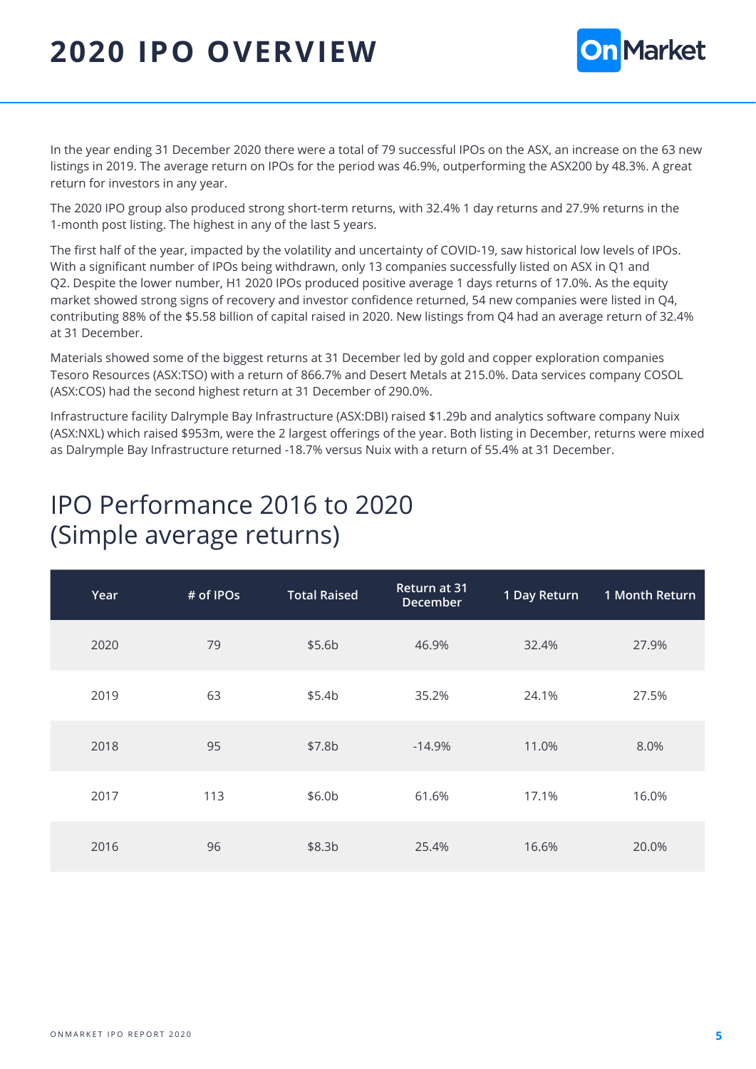# 2020 IPO OVERVIEW

In the year ending 31 December 2020 there were a total of 79 successful IPOs on the ASX, an increase on the 63 new listings in 2019. The average return on IPOs for the period was 46.9%, outperforming the ASX200 by 48.3%. A great return for investors in any year.

The 2020 IPO group also produced strong short-term returns, with 32.4% 1 day returns and 27.9% returns in the 1-month post listing. The highest in any of the last 5 years.

The first half of the year, impacted by the volatility and uncertainty of COVID-19, saw historical low levels of IPOs. With a significant number of IPOs being withdrawn, only 13 companies successfully listed on ASX in Q1 and Q2. Despite the lower number, H1 2020 IPOs produced positive average 1 days returns of 17.0%. As the equity market showed strong signs of recovery and investor confidence returned, 54 new companies were listed in Q4, contributing 88% of the $5.58 billion of capital raised in 2020. New listings from Q4 had an average return of 32.4% at 31 December.

Materials showed some of the biggest returns at 31 December led by gold and copper exploration companies Tesoro Resources (ASX:TSO) with a return of 866.7% and Desert Metals at 215.0%. Data services company COSOL (ASX:COS) had the second highest return at 31 December of 290.0%.

Infrastructure facility Dalrymple Bay Infrastructure (ASX:DBI) raised $1.29b and analytics software company Nuix (ASX:NXL) which raised $953m, were the 2 largest offerings of the year. Both listing in December, returns were mixed as Dalrymple Bay Infrastructure returned -18.7% versus Nuix with a return of 55.4% at 31 December.

## IPO Performance 2016 to 2020 (Simple average returns)

| Year | # of IPOs | Total Raised | Return at 31 December | 1 Day Return | 1 Month Return |
|---|---|---|---|---|---|
| 2020 | 79 | $5.6b | 46.9% | 32.4% | 27.9% |
| 2019 | 63 | $5.4b | 35.2% | 24.1% | 27.5% |
| 2018 | 95 | $7.8b | -14.9% | 11.0% | 8.0% |
| 2017 | 113 | $6.0b | 61.6% | 17.1% | 16.0% |
| 2016 | 96 | $8.3b | 25.4% | 16.6% | 20.0% |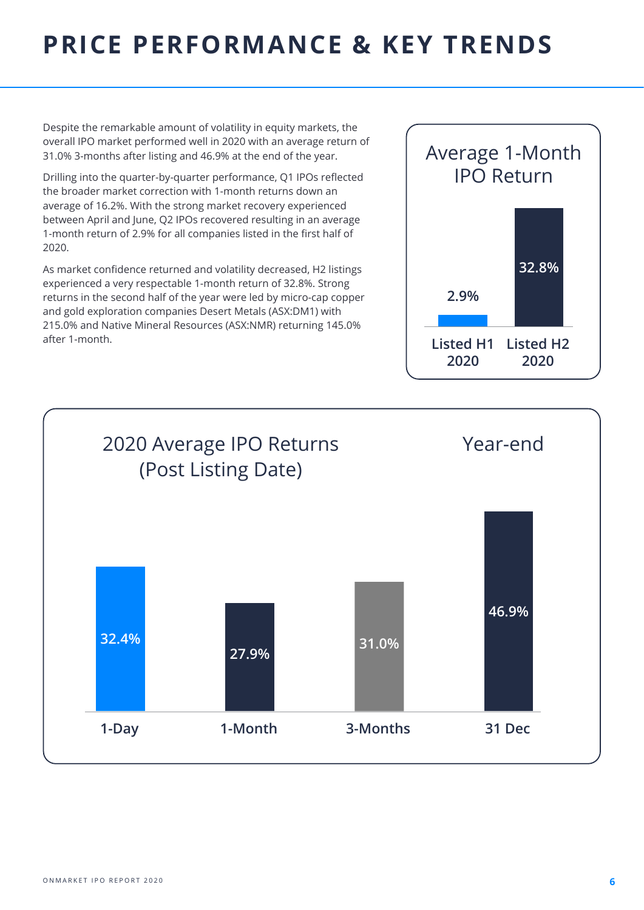# PRICE PERFORMANCE & KEY TRENDS

Despite the remarkable amount of volatility in equity markets, the overall IPO market performed well in 2020 with an average return of 31.0% 3-months after listing and 46.9% at the end of the year.

Drilling into the quarter-by-quarter performance, Q1 IPOs reflected the broader market correction with 1-month returns down an average of 16.2%. With the strong market recovery experienced between April and June, Q2 IPOs recovered resulting in an average 1-month return of 2.9% for all companies listed in the first half of 2020.

As market confidence returned and volatility decreased, H2 listings experienced a very respectable 1-month return of 32.8%. Strong returns in the second half of the year were led by micro-cap copper and gold exploration companies Desert Metals (ASX:DM1) with 215.0% and Native Mineral Resources (ASX:NMR) returning 145.0% after 1-month.

**Average 1-Month IPO Return**

| Listed H1 2020 | Listed H2 2020 |
|---|---|
| 2.9% | 32.8% |

**2020 Average IPO Returns (Post Listing Date)**

| 1-Day | 1-Month | 3-Months | 31 Dec (Year-end) |
|---|---|---|---|
| 32.4% | 27.9% | 31.0% | 46.9% |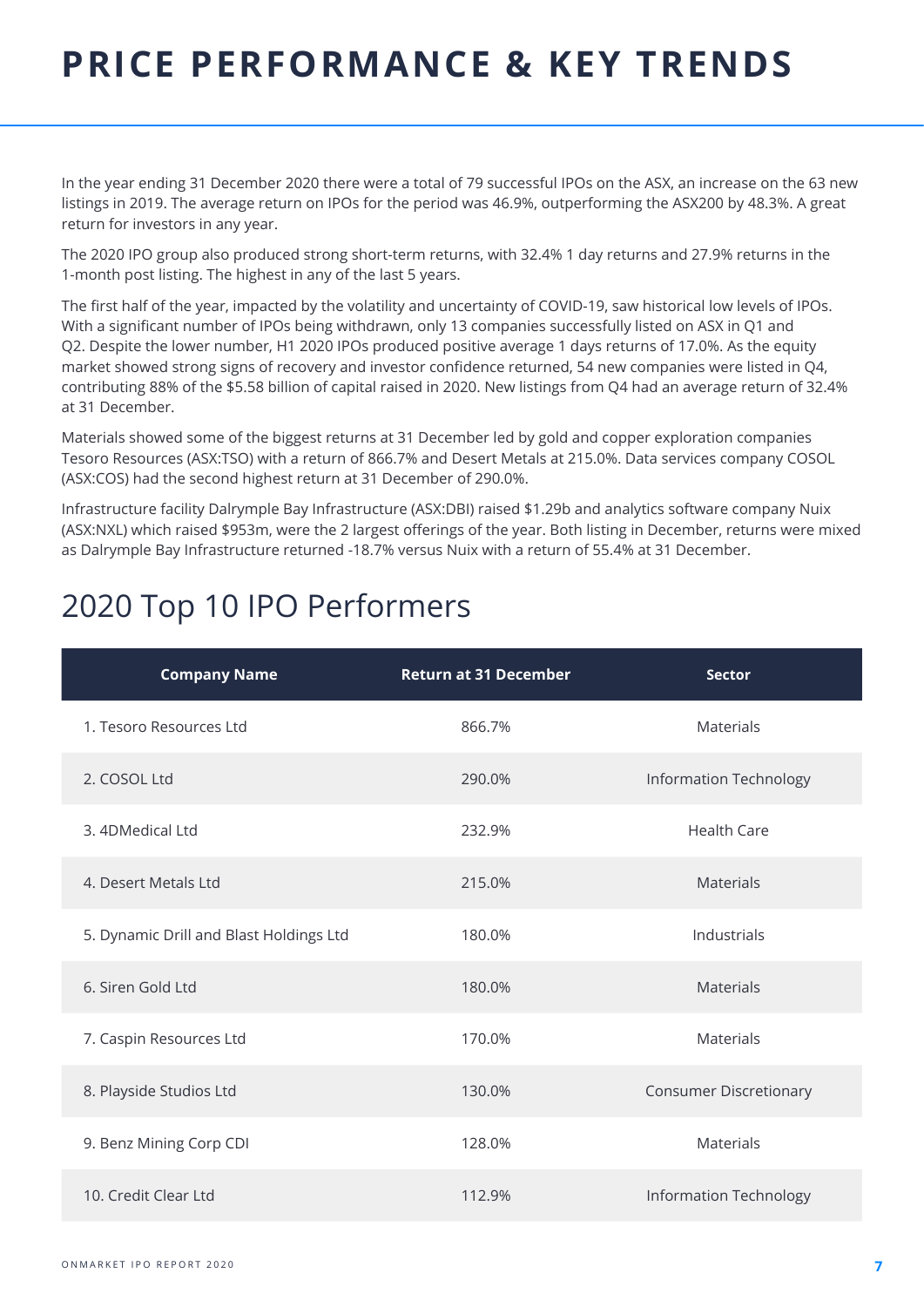# PRICE PERFORMANCE & KEY TRENDS

In the year ending 31 December 2020 there were a total of 79 successful IPOs on the ASX, an increase on the 63 new listings in 2019. The average return on IPOs for the period was 46.9%, outperforming the ASX200 by 48.3%. A great return for investors in any year.

The 2020 IPO group also produced strong short-term returns, with 32.4% 1 day returns and 27.9% returns in the 1-month post listing. The highest in any of the last 5 years.

The first half of the year, impacted by the volatility and uncertainty of COVID-19, saw historical low levels of IPOs. With a significant number of IPOs being withdrawn, only 13 companies successfully listed on ASX in Q1 and Q2. Despite the lower number, H1 2020 IPOs produced positive average 1 days returns of 17.0%. As the equity market showed strong signs of recovery and investor confidence returned, 54 new companies were listed in Q4, contributing 88% of the $5.58 billion of capital raised in 2020. New listings from Q4 had an average return of 32.4% at 31 December.

Materials showed some of the biggest returns at 31 December led by gold and copper exploration companies Tesoro Resources (ASX:TSO) with a return of 866.7% and Desert Metals at 215.0%. Data services company COSOL (ASX:COS) had the second highest return at 31 December of 290.0%.

Infrastructure facility Dalrymple Bay Infrastructure (ASX:DBI) raised $1.29b and analytics software company Nuix (ASX:NXL) which raised $953m, were the 2 largest offerings of the year. Both listing in December, returns were mixed as Dalrymple Bay Infrastructure returned -18.7% versus Nuix with a return of 55.4% at 31 December.

## 2020 Top 10 IPO Performers

| Company Name | Return at 31 December | Sector |
|---|---|---|
| 1. Tesoro Resources Ltd | 866.7% | Materials |
| 2. COSOL Ltd | 290.0% | Information Technology |
| 3. 4DMedical Ltd | 232.9% | Health Care |
| 4. Desert Metals Ltd | 215.0% | Materials |
| 5. Dynamic Drill and Blast Holdings Ltd | 180.0% | Industrials |
| 6. Siren Gold Ltd | 180.0% | Materials |
| 7. Caspin Resources Ltd | 170.0% | Materials |
| 8. Playside Studios Ltd | 130.0% | Consumer Discretionary |
| 9. Benz Mining Corp CDI | 128.0% | Materials |
| 10. Credit Clear Ltd | 112.9% | Information Technology |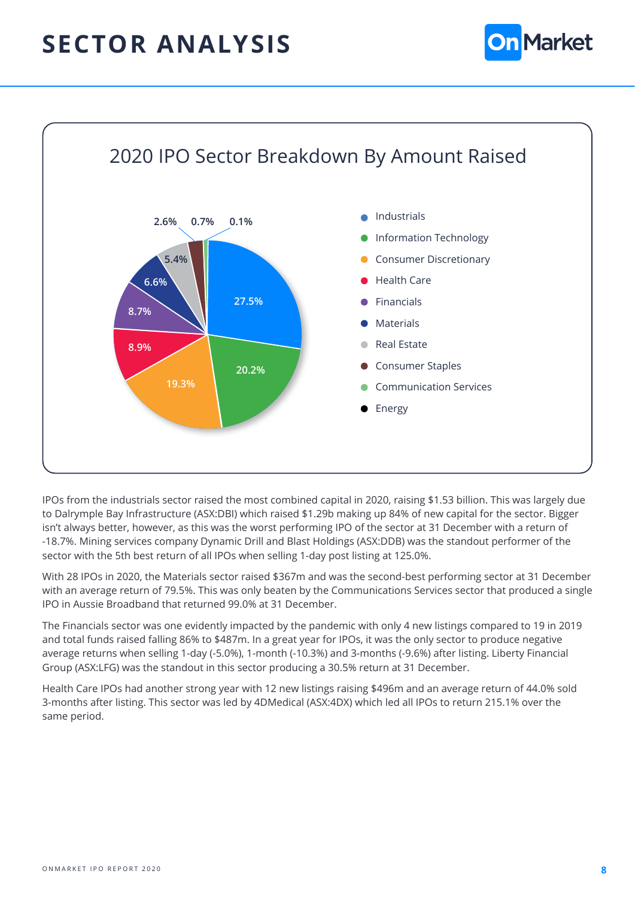# SECTOR ANALYSIS

## 2020 IPO Sector Breakdown By Amount Raised

| Sector | % of Amount Raised |
|---|---|
| Industrials | 27.5% |
| Information Technology | 20.2% |
| Consumer Discretionary | 19.3% |
| Health Care | 8.9% |
| Financials | 8.7% |
| Materials | 6.6% |
| Real Estate | 5.4% |
| Consumer Staples | 2.6% |
| Communication Services | 0.7% |
| Energy | 0.1% |

IPOs from the industrials sector raised the most combined capital in 2020, raising $1.53 billion. This was largely due to Dalrymple Bay Infrastructure (ASX:DBI) which raised $1.29b making up 84% of new capital for the sector. Bigger isn't always better, however, as this was the worst performing IPO of the sector at 31 December with a return of -18.7%. Mining services company Dynamic Drill and Blast Holdings (ASX:DDB) was the standout performer of the sector with the 5th best return of all IPOs when selling 1-day post listing at 125.0%.

With 28 IPOs in 2020, the Materials sector raised $367m and was the second-best performing sector at 31 December with an average return of 79.5%. This was only beaten by the Communications Services sector that produced a single IPO in Aussie Broadband that returned 99.0% at 31 December.

The Financials sector was one evidently impacted by the pandemic with only 4 new listings compared to 19 in 2019 and total funds raised falling 86% to $487m. In a great year for IPOs, it was the only sector to produce negative average returns when selling 1-day (-5.0%), 1-month (-10.3%) and 3-months (-9.6%) after listing. Liberty Financial Group (ASX:LFG) was the standout in this sector producing a 30.5% return at 31 December.

Health Care IPOs had another strong year with 12 new listings raising $496m and an average return of 44.0% sold 3-months after listing. This sector was led by 4DMedical (ASX:4DX) which led all IPOs to return 215.1% over the same period.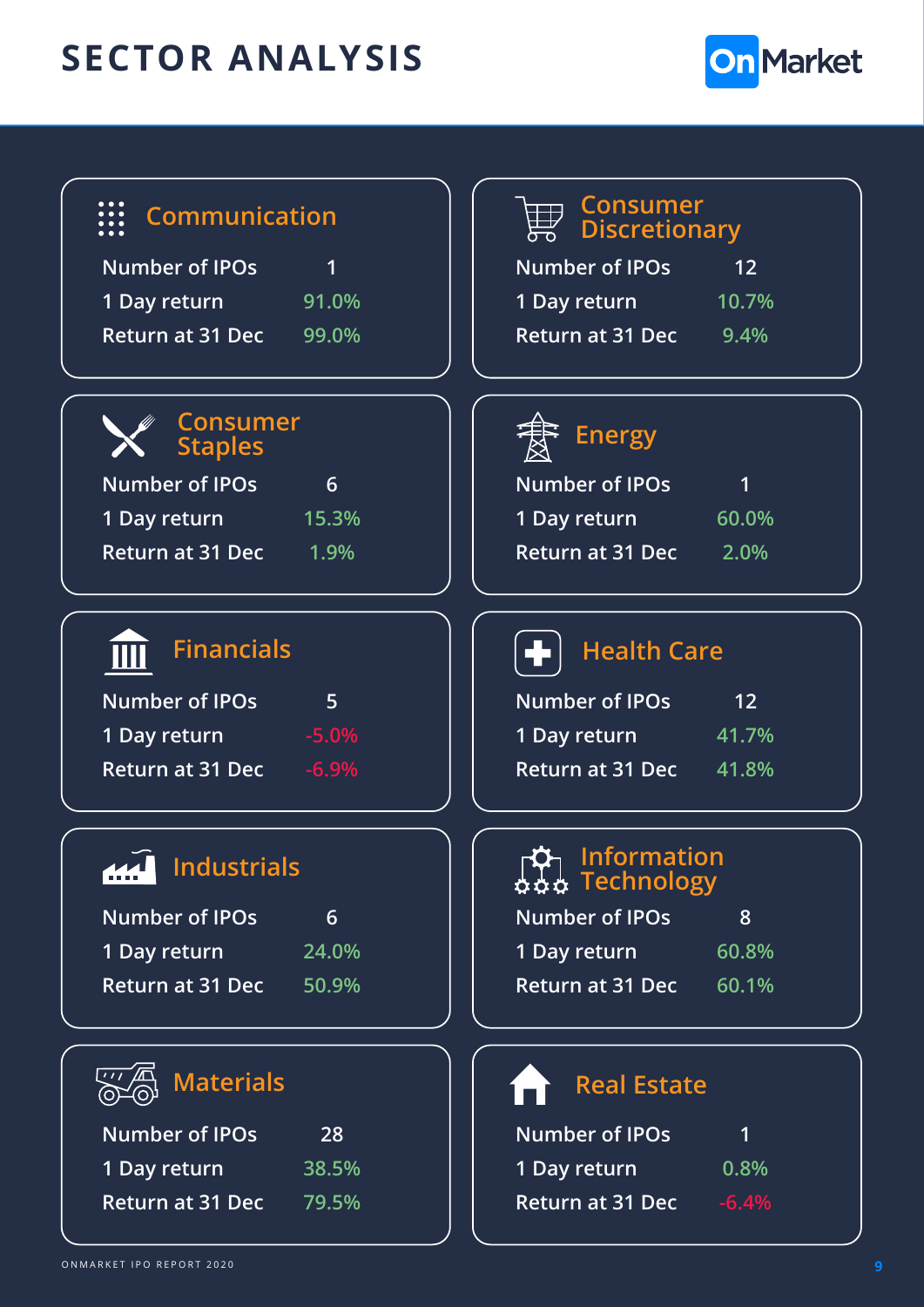# SECTOR ANALYSIS

### Communication

| | |
|---|---|
| Number of IPOs | 1 |
| 1 Day return | 91.0% |
| Return at 31 Dec | 99.0% |

### Consumer Discretionary

| | |
|---|---|
| Number of IPOs | 12 |
| 1 Day return | 10.7% |
| Return at 31 Dec | 9.4% |

### Consumer Staples

| | |
|---|---|
| Number of IPOs | 6 |
| 1 Day return | 15.3% |
| Return at 31 Dec | 1.9% |

### Energy

| | |
|---|---|
| Number of IPOs | 1 |
| 1 Day return | 60.0% |
| Return at 31 Dec | 2.0% |

### Financials

| | |
|---|---|
| Number of IPOs | 5 |
| 1 Day return | -5.0% |
| Return at 31 Dec | -6.9% |

### Health Care

| | |
|---|---|
| Number of IPOs | 12 |
| 1 Day return | 41.7% |
| Return at 31 Dec | 41.8% |

### Industrials

| | |
|---|---|
| Number of IPOs | 6 |
| 1 Day return | 24.0% |
| Return at 31 Dec | 50.9% |

### Information Technology

| | |
|---|---|
| Number of IPOs | 8 |
| 1 Day return | 60.8% |
| Return at 31 Dec | 60.1% |

### Materials

| | |
|---|---|
| Number of IPOs | 28 |
| 1 Day return | 38.5% |
| Return at 31 Dec | 79.5% |

### Real Estate

| | |
|---|---|
| Number of IPOs | 1 |
| 1 Day return | 0.8% |
| Return at 31 Dec | -6.4% |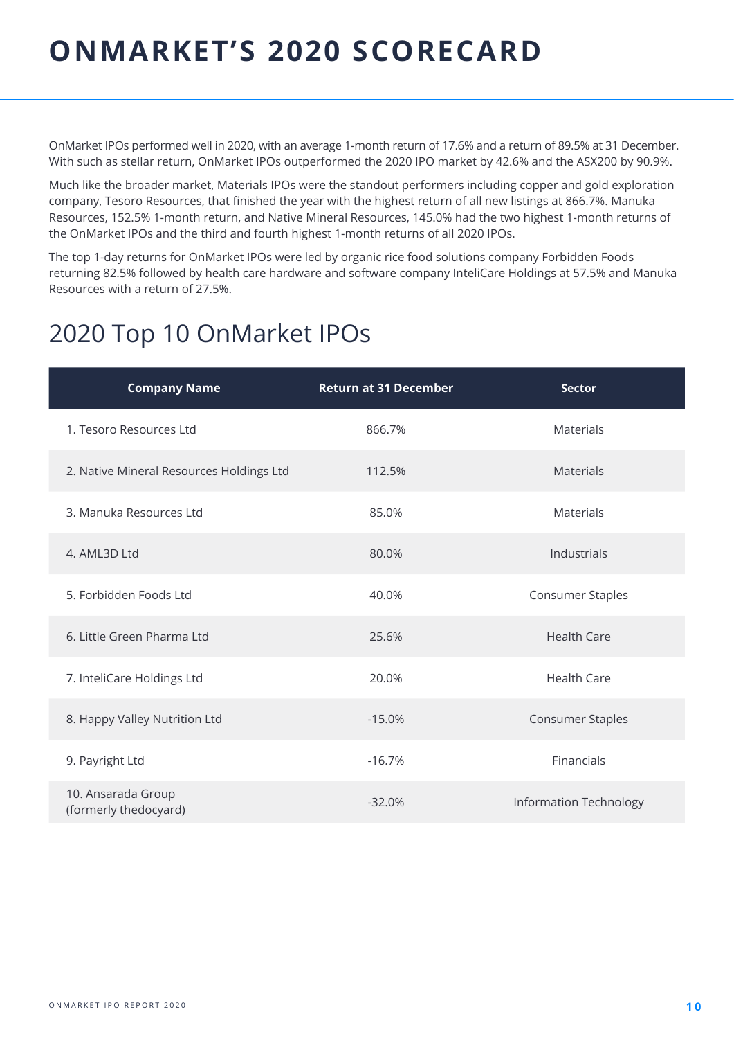# ONMARKET'S 2020 SCORECARD

OnMarket IPOs performed well in 2020, with an average 1-month return of 17.6% and a return of 89.5% at 31 December. With such as stellar return, OnMarket IPOs outperformed the 2020 IPO market by 42.6% and the ASX200 by 90.9%.

Much like the broader market, Materials IPOs were the standout performers including copper and gold exploration company, Tesoro Resources, that finished the year with the highest return of all new listings at 866.7%. Manuka Resources, 152.5% 1-month return, and Native Mineral Resources, 145.0% had the two highest 1-month returns of the OnMarket IPOs and the third and fourth highest 1-month returns of all 2020 IPOs.

The top 1-day returns for OnMarket IPOs were led by organic rice food solutions company Forbidden Foods returning 82.5% followed by health care hardware and software company InteliCare Holdings at 57.5% and Manuka Resources with a return of 27.5%.

## 2020 Top 10 OnMarket IPOs

| Company Name | Return at 31 December | Sector |
|---|---|---|
| 1. Tesoro Resources Ltd | 866.7% | Materials |
| 2. Native Mineral Resources Holdings Ltd | 112.5% | Materials |
| 3. Manuka Resources Ltd | 85.0% | Materials |
| 4. AML3D Ltd | 80.0% | Industrials |
| 5. Forbidden Foods Ltd | 40.0% | Consumer Staples |
| 6. Little Green Pharma Ltd | 25.6% | Health Care |
| 7. InteliCare Holdings Ltd | 20.0% | Health Care |
| 8. Happy Valley Nutrition Ltd | -15.0% | Consumer Staples |
| 9. Payright Ltd | -16.7% | Financials |
| 10. Ansarada Group (formerly thedocyard) | -32.0% | Information Technology |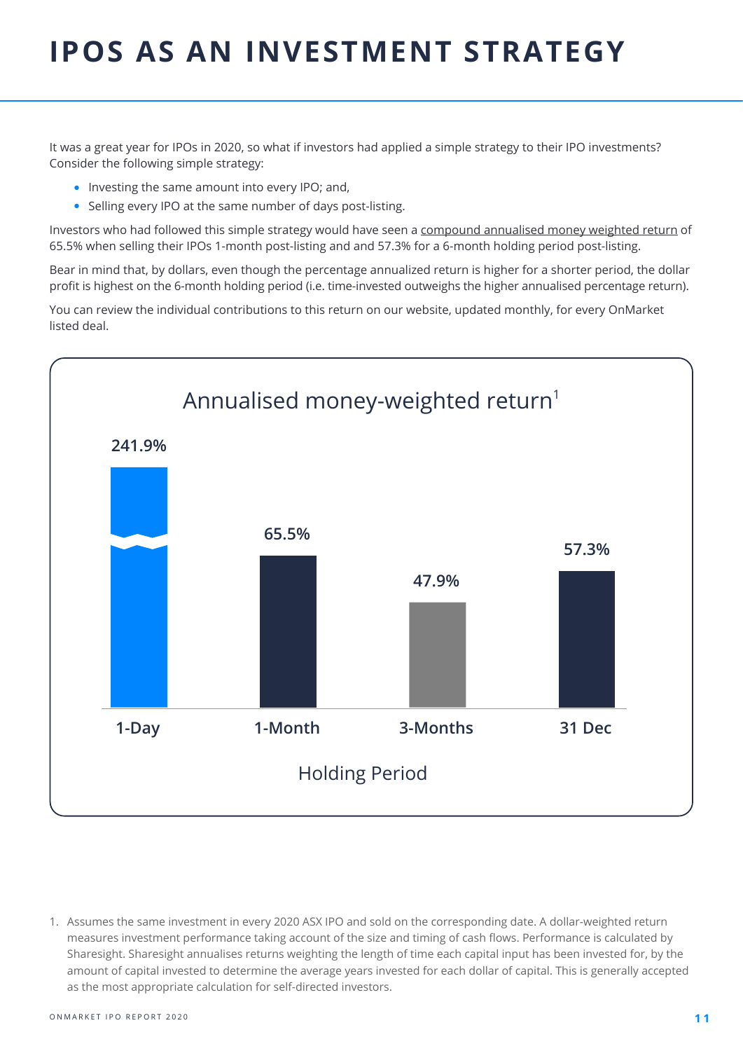# IPOS AS AN INVESTMENT STRATEGY

It was a great year for IPOs in 2020, so what if investors had applied a simple strategy to their IPO investments? Consider the following simple strategy:

- Investing the same amount into every IPO; and,
- Selling every IPO at the same number of days post-listing.

Investors who had followed this simple strategy would have seen a compound annualised money weighted return of 65.5% when selling their IPOs 1-month post-listing and and 57.3% for a 6-month holding period post-listing.

Bear in mind that, by dollars, even though the percentage annualized return is higher for a shorter period, the dollar profit is highest on the 6-month holding period (i.e. time-invested outweighs the higher annualised percentage return).

You can review the individual contributions to this return on our website, updated monthly, for every OnMarket listed deal.

**Annualised money-weighted return[1]**

| Holding Period | Annualised money-weighted return |
|---|---|
| 1-Day | 241.9% |
| 1-Month | 65.5% |
| 3-Months | 47.9% |
| 31 Dec | 57.3% |

1. Assumes the same investment in every 2020 ASX IPO and sold on the corresponding date. A dollar-weighted return measures investment performance taking account of the size and timing of cash flows. Performance is calculated by Sharesight. Sharesight annualises returns weighting the length of time each capital input has been invested for, by the amount of capital invested to determine the average years invested for each dollar of capital. This is generally accepted as the most appropriate calculation for self-directed investors.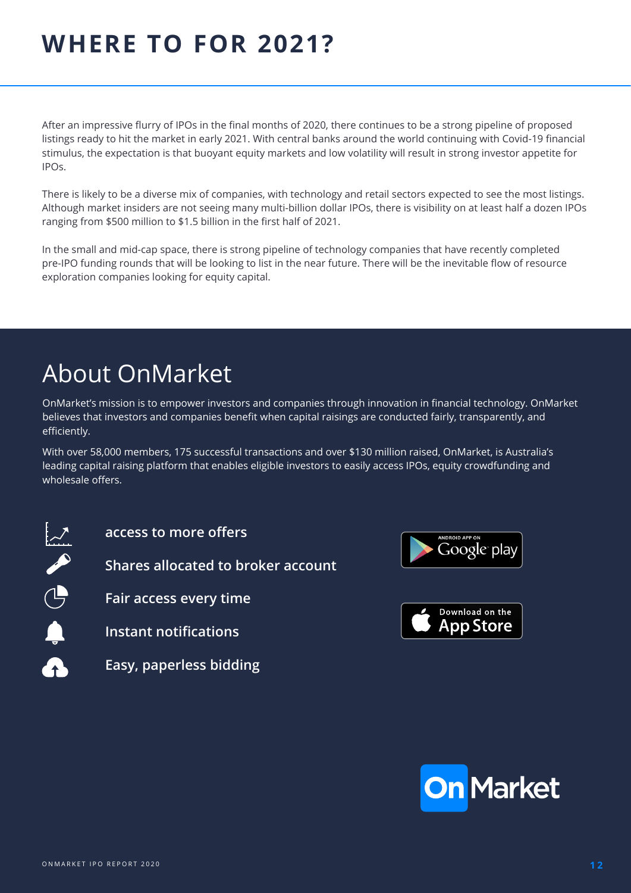# WHERE TO FOR 2021?

After an impressive flurry of IPOs in the final months of 2020, there continues to be a strong pipeline of proposed listings ready to hit the market in early 2021. With central banks around the world continuing with Covid-19 financial stimulus, the expectation is that buoyant equity markets and low volatility will result in strong investor appetite for IPOs.

There is likely to be a diverse mix of companies, with technology and retail sectors expected to see the most listings. Although market insiders are not seeing many multi-billion dollar IPOs, there is visibility on at least half a dozen IPOs ranging from $500 million to $1.5 billion in the first half of 2021.

In the small and mid-cap space, there is strong pipeline of technology companies that have recently completed pre-IPO funding rounds that will be looking to list in the near future. There will be the inevitable flow of resource exploration companies looking for equity capital.

## About OnMarket

OnMarket's mission is to empower investors and companies through innovation in financial technology. OnMarket believes that investors and companies benefit when capital raisings are conducted fairly, transparently, and efficiently.

With over 58,000 members, 175 successful transactions and over $130 million raised, OnMarket, is Australia's leading capital raising platform that enables eligible investors to easily access IPOs, equity crowdfunding and wholesale offers.

- **access to more offers**
- **Shares allocated to broker account**
- **Fair access every time**
- **Instant notifications**
- **Easy, paperless bidding**

ANDROID APP ON Google play

Download on the App Store

OnMarket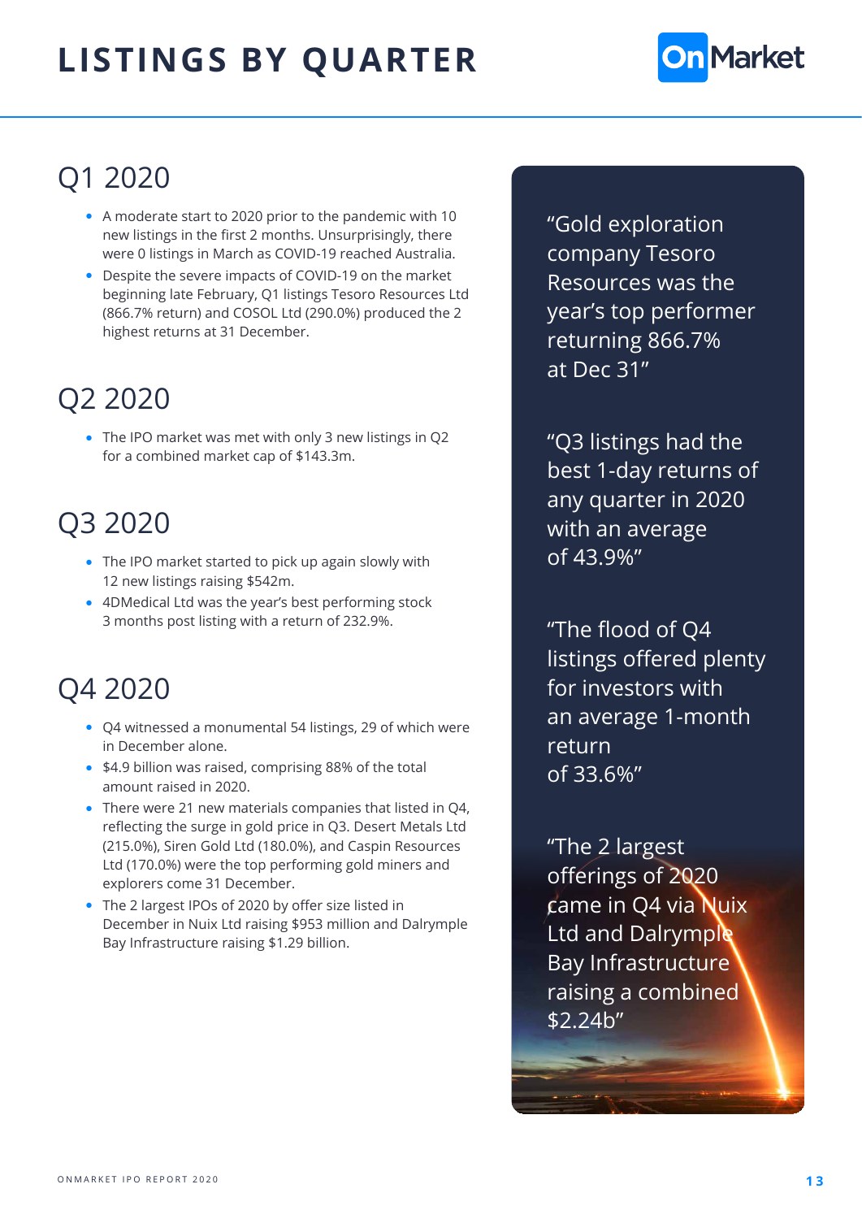# LISTINGS BY QUARTER

## Q1 2020

- A moderate start to 2020 prior to the pandemic with 10 new listings in the first 2 months. Unsurprisingly, there were 0 listings in March as COVID-19 reached Australia.
- Despite the severe impacts of COVID-19 on the market beginning late February, Q1 listings Tesoro Resources Ltd (866.7% return) and COSOL Ltd (290.0%) produced the 2 highest returns at 31 December.

## Q2 2020

- The IPO market was met with only 3 new listings in Q2 for a combined market cap of $143.3m.

## Q3 2020

- The IPO market started to pick up again slowly with 12 new listings raising $542m.
- 4DMedical Ltd was the year's best performing stock 3 months post listing with a return of 232.9%.

## Q4 2020

- Q4 witnessed a monumental 54 listings, 29 of which were in December alone.
- $4.9 billion was raised, comprising 88% of the total amount raised in 2020.
- There were 21 new materials companies that listed in Q4, reflecting the surge in gold price in Q3. Desert Metals Ltd (215.0%), Siren Gold Ltd (180.0%), and Caspin Resources Ltd (170.0%) were the top performing gold miners and explorers come 31 December.
- The 2 largest IPOs of 2020 by offer size listed in December in Nuix Ltd raising $953 million and Dalrymple Bay Infrastructure raising $1.29 billion.

"Gold exploration company Tesoro Resources was the year's top performer returning 866.7% at Dec 31"

"Q3 listings had the best 1-day returns of any quarter in 2020 with an average of 43.9%"

"The flood of Q4 listings offered plenty for investors with an average 1-month return of 33.6%"

"The 2 largest offerings of 2020 came in Q4 via Nuix Ltd and Dalrymple Bay Infrastructure raising a combined $2.24b"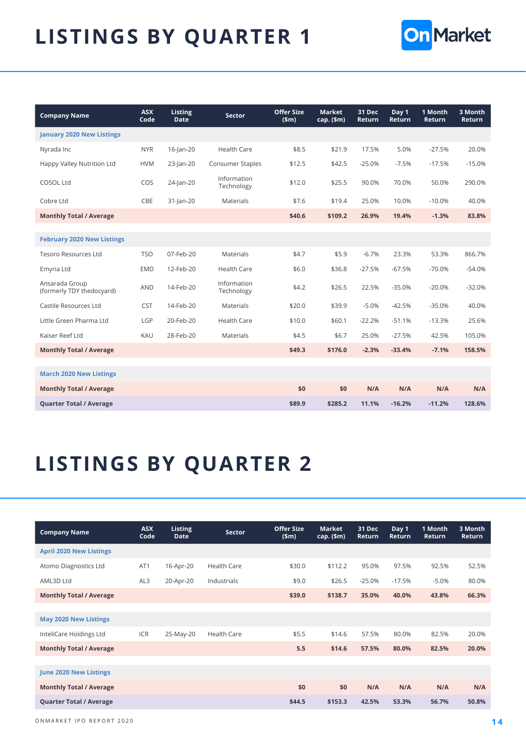# LISTINGS BY QUARTER 1

| Company Name | ASX Code | Listing Date | Sector | Offer Size ($m) | Market cap. ($m) | 31 Dec Return | Day 1 Return | 1 Month Return | 3 Month Return |
|---|---|---|---|---|---|---|---|---|---|
| **January 2020 New Listings** | | | | | | | | | |
| Nyrada Inc | NYR | 16-Jan-20 | Health Care | $8.5 | $21.9 | 17.5% | 5.0% | -27.5% | 20.0% |
| Happy Valley Nutrition Ltd | HVM | 23-Jan-20 | Consumer Staples | $12.5 | $42.5 | -25.0% | -7.5% | -17.5% | -15.0% |
| COSOL Ltd | COS | 24-Jan-20 | Information Technology | $12.0 | $25.5 | 90.0% | 70.0% | 50.0% | 290.0% |
| Cobre Ltd | CBE | 31-Jan-20 | Materials | $7.6 | $19.4 | 25.0% | 10.0% | -10.0% | 40.0% |
| **Monthly Total / Average** | | | | **$40.6** | **$109.2** | **26.9%** | **19.4%** | **-1.3%** | **83.8%** |
| **February 2020 New Listings** | | | | | | | | | |
| Tesoro Resources Ltd | TSO | 07-Feb-20 | Materials | $4.7 | $5.9 | -6.7% | 23.3% | 53.3% | 866.7% |
| Emyria Ltd | EMD | 12-Feb-20 | Health Care | $6.0 | $36.8 | -27.5% | -67.5% | -70.0% | -54.0% |
| Ansarada Group (formerly TDY thedocyard) | AND | 14-Feb-20 | Information Technology | $4.2 | $26.5 | 22.5% | -35.0% | -20.0% | -32.0% |
| Castile Resources Ltd | CST | 14-Feb-20 | Materials | $20.0 | $39.9 | -5.0% | -42.5% | -35.0% | 40.0% |
| Little Green Pharma Ltd | LGP | 20-Feb-20 | Health Care | $10.0 | $60.1 | -22.2% | -51.1% | -13.3% | 25.6% |
| Kaiser Reef Ltd | KAU | 28-Feb-20 | Materials | $4.5 | $6.7 | 25.0% | -27.5% | 42.5% | 105.0% |
| **Monthly Total / Average** | | | | **$49.3** | **$176.0** | **-2.3%** | **-33.4%** | **-7.1%** | **158.5%** |
| **March 2020 New Listings** | | | | | | | | | |
| **Monthly Total / Average** | | | | **$0** | **$0** | **N/A** | **N/A** | **N/A** | **N/A** |
| **Quarter Total / Average** | | | | **$89.9** | **$285.2** | **11.1%** | **-16.2%** | **-11.2%** | **128.6%** |

# LISTINGS BY QUARTER 2

| Company Name | ASX Code | Listing Date | Sector | Offer Size ($m) | Market cap. ($m) | 31 Dec Return | Day 1 Return | 1 Month Return | 3 Month Return |
|---|---|---|---|---|---|---|---|---|---|
| **April 2020 New Listings** | | | | | | | | | |
| Atomo Diagnostics Ltd | AT1 | 16-Apr-20 | Health Care | $30.0 | $112.2 | 95.0% | 97.5% | 92.5% | 52.5% |
| AML3D Ltd | AL3 | 20-Apr-20 | Industrials | $9.0 | $26.5 | -25.0% | -17.5% | -5.0% | 80.0% |
| **Monthly Total / Average** | | | | **$39.0** | **$138.7** | **35.0%** | **40.0%** | **43.8%** | **66.3%** |
| **May 2020 New Listings** | | | | | | | | | |
| InteliCare Holdings Ltd | ICR | 25-May-20 | Health Care | $5.5 | $14.6 | 57.5% | 80.0% | 82.5% | 20.0% |
| **Monthly Total / Average** | | | | **5.5** | **$14.6** | **57.5%** | **80.0%** | **82.5%** | **20.0%** |
| **June 2020 New Listings** | | | | | | | | | |
| **Monthly Total / Average** | | | | **$0** | **$0** | **N/A** | **N/A** | **N/A** | **N/A** |
| **Quarter Total / Average** | | | | **$44.5** | **$153.3** | **42.5%** | **53.3%** | **56.7%** | **50.8%** |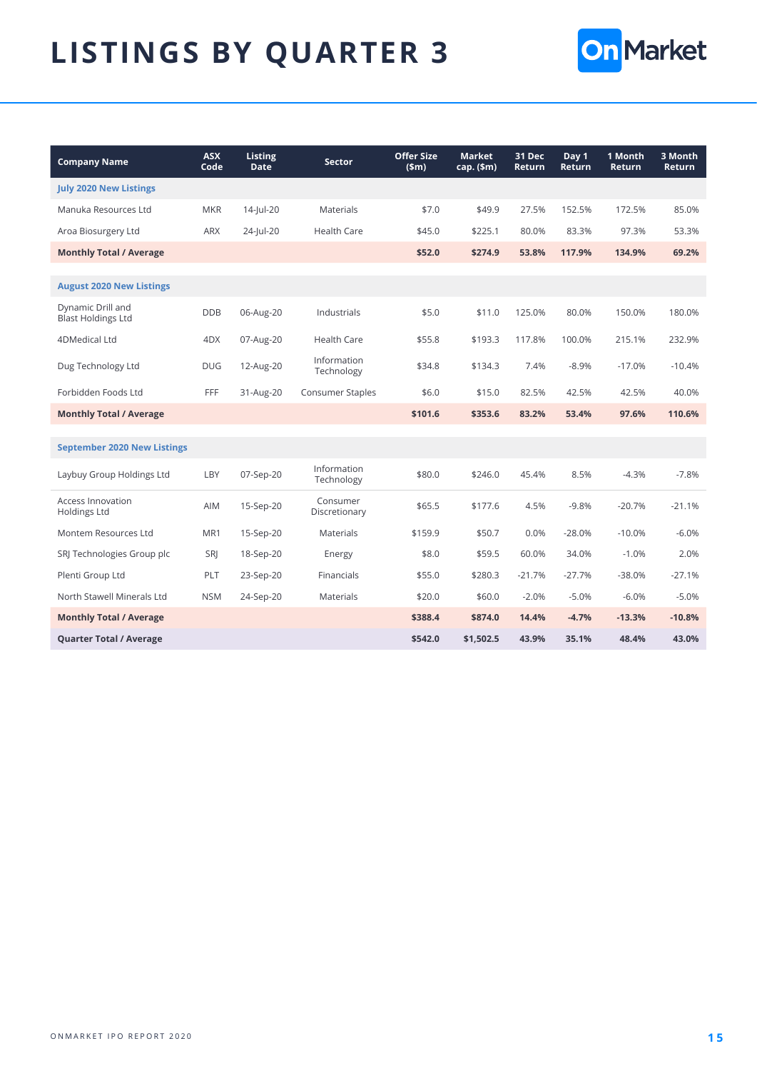# LISTINGS BY QUARTER 3

| Company Name | ASX Code | Listing Date | Sector | Offer Size ($m) | Market cap. ($m) | 31 Dec Return | Day 1 Return | 1 Month Return | 3 Month Return |
|---|---|---|---|---|---|---|---|---|---|
| **July 2020 New Listings** | | | | | | | | | |
| Manuka Resources Ltd | MKR | 14-Jul-20 | Materials | $7.0 | $49.9 | 27.5% | 152.5% | 172.5% | 85.0% |
| Aroa Biosurgery Ltd | ARX | 24-Jul-20 | Health Care | $45.0 | $225.1 | 80.0% | 83.3% | 97.3% | 53.3% |
| **Monthly Total / Average** | | | | **$52.0** | **$274.9** | **53.8%** | **117.9%** | **134.9%** | **69.2%** |
| **August 2020 New Listings** | | | | | | | | | |
| Dynamic Drill and Blast Holdings Ltd | DDB | 06-Aug-20 | Industrials | $5.0 | $11.0 | 125.0% | 80.0% | 150.0% | 180.0% |
| 4DMedical Ltd | 4DX | 07-Aug-20 | Health Care | $55.8 | $193.3 | 117.8% | 100.0% | 215.1% | 232.9% |
| Dug Technology Ltd | DUG | 12-Aug-20 | Information Technology | $34.8 | $134.3 | 7.4% | -8.9% | -17.0% | -10.4% |
| Forbidden Foods Ltd | FFF | 31-Aug-20 | Consumer Staples | $6.0 | $15.0 | 82.5% | 42.5% | 42.5% | 40.0% |
| **Monthly Total / Average** | | | | **$101.6** | **$353.6** | **83.2%** | **53.4%** | **97.6%** | **110.6%** |
| **September 2020 New Listings** | | | | | | | | | |
| Laybuy Group Holdings Ltd | LBY | 07-Sep-20 | Information Technology | $80.0 | $246.0 | 45.4% | 8.5% | -4.3% | -7.8% |
| Access Innovation Holdings Ltd | AIM | 15-Sep-20 | Consumer Discretionary | $65.5 | $177.6 | 4.5% | -9.8% | -20.7% | -21.1% |
| Montem Resources Ltd | MR1 | 15-Sep-20 | Materials | $159.9 | $50.7 | 0.0% | -28.0% | -10.0% | -6.0% |
| SRJ Technologies Group plc | SRJ | 18-Sep-20 | Energy | $8.0 | $59.5 | 60.0% | 34.0% | -1.0% | 2.0% |
| Plenti Group Ltd | PLT | 23-Sep-20 | Financials | $55.0 | $280.3 | -21.7% | -27.7% | -38.0% | -27.1% |
| North Stawell Minerals Ltd | NSM | 24-Sep-20 | Materials | $20.0 | $60.0 | -2.0% | -5.0% | -6.0% | -5.0% |
| **Monthly Total / Average** | | | | **$388.4** | **$874.0** | **14.4%** | **-4.7%** | **-13.3%** | **-10.8%** |
| **Quarter Total / Average** | | | | **$542.0** | **$1,502.5** | **43.9%** | **35.1%** | **48.4%** | **43.0%** |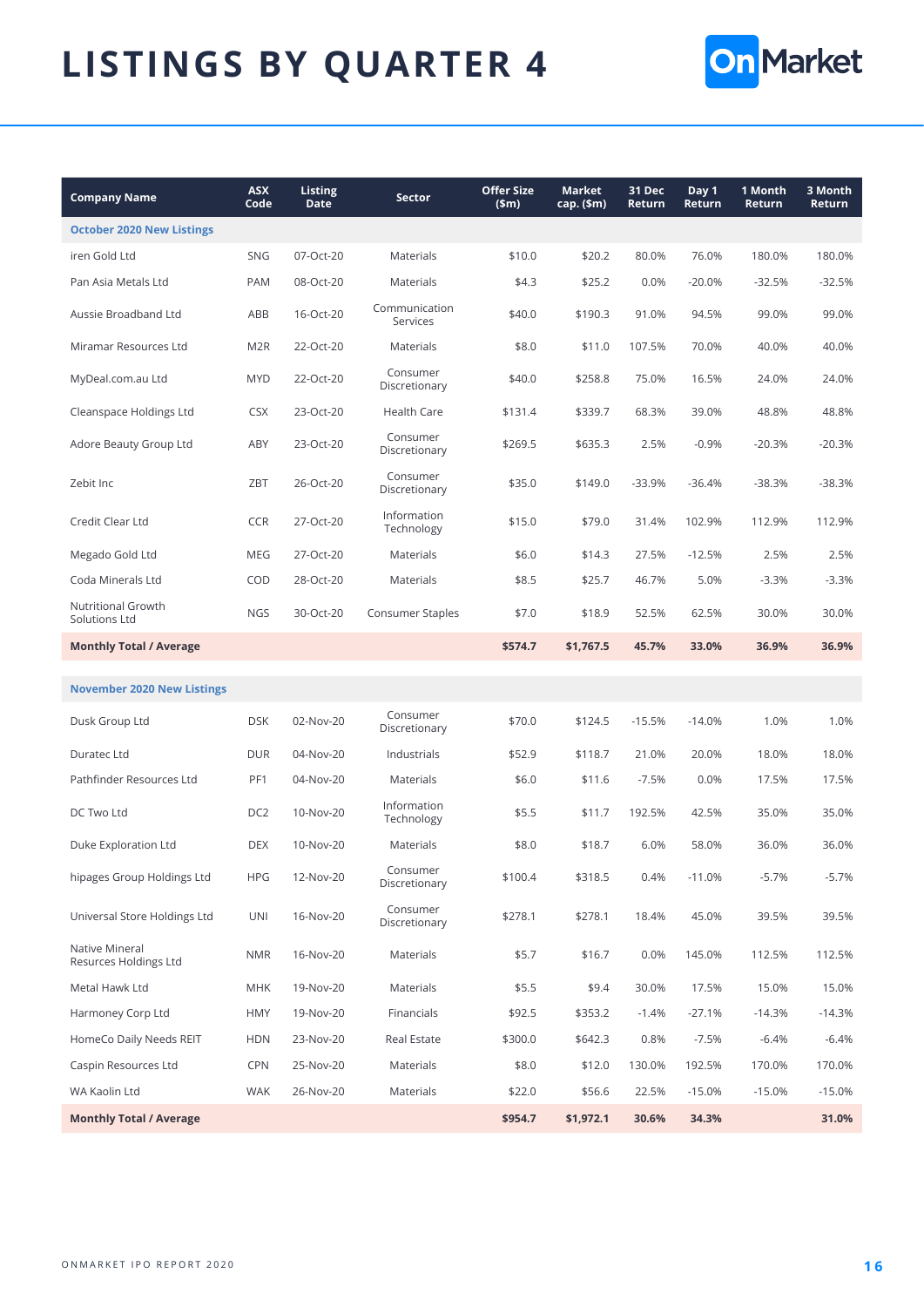# LISTINGS BY QUARTER 4

| Company Name | ASX Code | Listing Date | Sector | Offer Size ($m) | Market cap. ($m) | 31 Dec Return | Day 1 Return | 1 Month Return | 3 Month Return |
|---|---|---|---|---|---|---|---|---|---|
| **October 2020 New Listings** | | | | | | | | | |
| iren Gold Ltd | SNG | 07-Oct-20 | Materials | $10.0 | $20.2 | 80.0% | 76.0% | 180.0% | 180.0% |
| Pan Asia Metals Ltd | PAM | 08-Oct-20 | Materials | $4.3 | $25.2 | 0.0% | -20.0% | -32.5% | -32.5% |
| Aussie Broadband Ltd | ABB | 16-Oct-20 | Communication Services | $40.0 | $190.3 | 91.0% | 94.5% | 99.0% | 99.0% |
| Miramar Resources Ltd | M2R | 22-Oct-20 | Materials | $8.0 | $11.0 | 107.5% | 70.0% | 40.0% | 40.0% |
| MyDeal.com.au Ltd | MYD | 22-Oct-20 | Consumer Discretionary | $40.0 | $258.8 | 75.0% | 16.5% | 24.0% | 24.0% |
| Cleanspace Holdings Ltd | CSX | 23-Oct-20 | Health Care | $131.4 | $339.7 | 68.3% | 39.0% | 48.8% | 48.8% |
| Adore Beauty Group Ltd | ABY | 23-Oct-20 | Consumer Discretionary | $269.5 | $635.3 | 2.5% | -0.9% | -20.3% | -20.3% |
| Zebit Inc | ZBT | 26-Oct-20 | Consumer Discretionary | $35.0 | $149.0 | -33.9% | -36.4% | -38.3% | -38.3% |
| Credit Clear Ltd | CCR | 27-Oct-20 | Information Technology | $15.0 | $79.0 | 31.4% | 102.9% | 112.9% | 112.9% |
| Megado Gold Ltd | MEG | 27-Oct-20 | Materials | $6.0 | $14.3 | 27.5% | -12.5% | 2.5% | 2.5% |
| Coda Minerals Ltd | COD | 28-Oct-20 | Materials | $8.5 | $25.7 | 46.7% | 5.0% | -3.3% | -3.3% |
| Nutritional Growth Solutions Ltd | NGS | 30-Oct-20 | Consumer Staples | $7.0 | $18.9 | 52.5% | 62.5% | 30.0% | 30.0% |
| **Monthly Total / Average** | | | | **$574.7** | **$1,767.5** | **45.7%** | **33.0%** | **36.9%** | **36.9%** |
| **November 2020 New Listings** | | | | | | | | | |
| Dusk Group Ltd | DSK | 02-Nov-20 | Consumer Discretionary | $70.0 | $124.5 | -15.5% | -14.0% | 1.0% | 1.0% |
| Duratec Ltd | DUR | 04-Nov-20 | Industrials | $52.9 | $118.7 | 21.0% | 20.0% | 18.0% | 18.0% |
| Pathfinder Resources Ltd | PF1 | 04-Nov-20 | Materials | $6.0 | $11.6 | -7.5% | 0.0% | 17.5% | 17.5% |
| DC Two Ltd | DC2 | 10-Nov-20 | Information Technology | $5.5 | $11.7 | 192.5% | 42.5% | 35.0% | 35.0% |
| Duke Exploration Ltd | DEX | 10-Nov-20 | Materials | $8.0 | $18.7 | 6.0% | 58.0% | 36.0% | 36.0% |
| hipages Group Holdings Ltd | HPG | 12-Nov-20 | Consumer Discretionary | $100.4 | $318.5 | 0.4% | -11.0% | -5.7% | -5.7% |
| Universal Store Holdings Ltd | UNI | 16-Nov-20 | Consumer Discretionary | $278.1 | $278.1 | 18.4% | 45.0% | 39.5% | 39.5% |
| Native Mineral Resurces Holdings Ltd | NMR | 16-Nov-20 | Materials | $5.7 | $16.7 | 0.0% | 145.0% | 112.5% | 112.5% |
| Metal Hawk Ltd | MHK | 19-Nov-20 | Materials | $5.5 | $9.4 | 30.0% | 17.5% | 15.0% | 15.0% |
| Harmoney Corp Ltd | HMY | 19-Nov-20 | Financials | $92.5 | $353.2 | -1.4% | -27.1% | -14.3% | -14.3% |
| HomeCo Daily Needs REIT | HDN | 23-Nov-20 | Real Estate | $300.0 | $642.3 | 0.8% | -7.5% | -6.4% | -6.4% |
| Caspin Resources Ltd | CPN | 25-Nov-20 | Materials | $8.0 | $12.0 | 130.0% | 192.5% | 170.0% | 170.0% |
| WA Kaolin Ltd | WAK | 26-Nov-20 | Materials | $22.0 | $56.6 | 22.5% | -15.0% | -15.0% | -15.0% |
| **Monthly Total / Average** | | | | **$954.7** | **$1,972.1** | **30.6%** | **34.3%** | | **31.0%** |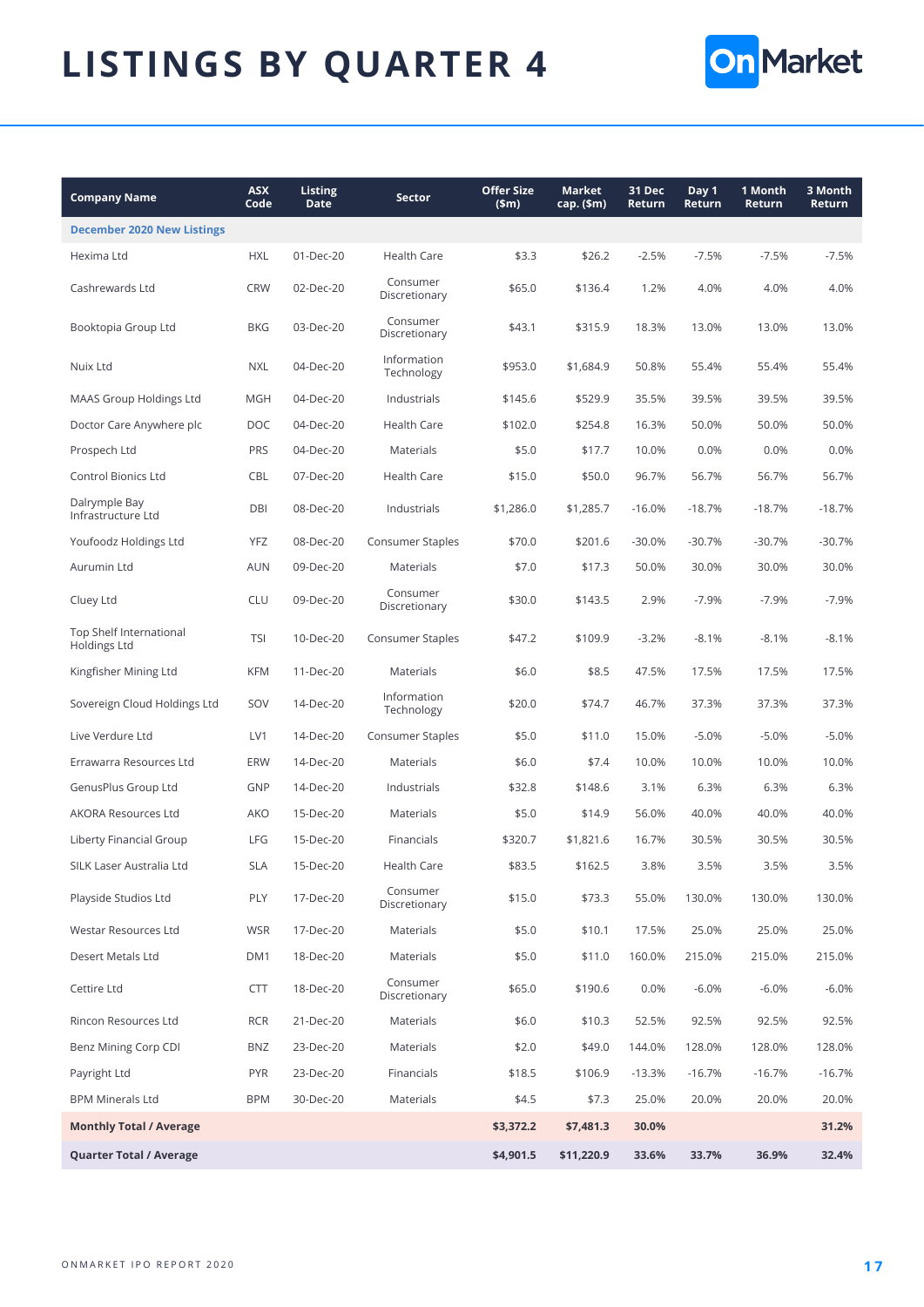# LISTINGS BY QUARTER 4

| Company Name | ASX Code | Listing Date | Sector | Offer Size ($m) | Market cap. ($m) | 31 Dec Return | Day 1 Return | 1 Month Return | 3 Month Return |
|---|---|---|---|---|---|---|---|---|---|
| **December 2020 New Listings** | | | | | | | | | |
| Hexima Ltd | HXL | 01-Dec-20 | Health Care | $3.3 | $26.2 | -2.5% | -7.5% | -7.5% | -7.5% |
| Cashrewards Ltd | CRW | 02-Dec-20 | Consumer Discretionary | $65.0 | $136.4 | 1.2% | 4.0% | 4.0% | 4.0% |
| Booktopia Group Ltd | BKG | 03-Dec-20 | Consumer Discretionary | $43.1 | $315.9 | 18.3% | 13.0% | 13.0% | 13.0% |
| Nuix Ltd | NXL | 04-Dec-20 | Information Technology | $953.0 | $1,684.9 | 50.8% | 55.4% | 55.4% | 55.4% |
| MAAS Group Holdings Ltd | MGH | 04-Dec-20 | Industrials | $145.6 | $529.9 | 35.5% | 39.5% | 39.5% | 39.5% |
| Doctor Care Anywhere plc | DOC | 04-Dec-20 | Health Care | $102.0 | $254.8 | 16.3% | 50.0% | 50.0% | 50.0% |
| Prospech Ltd | PRS | 04-Dec-20 | Materials | $5.0 | $17.7 | 10.0% | 0.0% | 0.0% | 0.0% |
| Control Bionics Ltd | CBL | 07-Dec-20 | Health Care | $15.0 | $50.0 | 96.7% | 56.7% | 56.7% | 56.7% |
| Dalrymple Bay Infrastructure Ltd | DBI | 08-Dec-20 | Industrials | $1,286.0 | $1,285.7 | -16.0% | -18.7% | -18.7% | -18.7% |
| Youfoodz Holdings Ltd | YFZ | 08-Dec-20 | Consumer Staples | $70.0 | $201.6 | -30.0% | -30.7% | -30.7% | -30.7% |
| Aurumin Ltd | AUN | 09-Dec-20 | Materials | $7.0 | $17.3 | 50.0% | 30.0% | 30.0% | 30.0% |
| Cluey Ltd | CLU | 09-Dec-20 | Consumer Discretionary | $30.0 | $143.5 | 2.9% | -7.9% | -7.9% | -7.9% |
| Top Shelf International Holdings Ltd | TSI | 10-Dec-20 | Consumer Staples | $47.2 | $109.9 | -3.2% | -8.1% | -8.1% | -8.1% |
| Kingfisher Mining Ltd | KFM | 11-Dec-20 | Materials | $6.0 | $8.5 | 47.5% | 17.5% | 17.5% | 17.5% |
| Sovereign Cloud Holdings Ltd | SOV | 14-Dec-20 | Information Technology | $20.0 | $74.7 | 46.7% | 37.3% | 37.3% | 37.3% |
| Live Verdure Ltd | LV1 | 14-Dec-20 | Consumer Staples | $5.0 | $11.0 | 15.0% | -5.0% | -5.0% | -5.0% |
| Errawarra Resources Ltd | ERW | 14-Dec-20 | Materials | $6.0 | $7.4 | 10.0% | 10.0% | 10.0% | 10.0% |
| GenusPlus Group Ltd | GNP | 14-Dec-20 | Industrials | $32.8 | $148.6 | 3.1% | 6.3% | 6.3% | 6.3% |
| AKORA Resources Ltd | AKO | 15-Dec-20 | Materials | $5.0 | $14.9 | 56.0% | 40.0% | 40.0% | 40.0% |
| Liberty Financial Group | LFG | 15-Dec-20 | Financials | $320.7 | $1,821.6 | 16.7% | 30.5% | 30.5% | 30.5% |
| SILK Laser Australia Ltd | SLA | 15-Dec-20 | Health Care | $83.5 | $162.5 | 3.8% | 3.5% | 3.5% | 3.5% |
| Playside Studios Ltd | PLY | 17-Dec-20 | Consumer Discretionary | $15.0 | $73.3 | 55.0% | 130.0% | 130.0% | 130.0% |
| Westar Resources Ltd | WSR | 17-Dec-20 | Materials | $5.0 | $10.1 | 17.5% | 25.0% | 25.0% | 25.0% |
| Desert Metals Ltd | DM1 | 18-Dec-20 | Materials | $5.0 | $11.0 | 160.0% | 215.0% | 215.0% | 215.0% |
| Cettire Ltd | CTT | 18-Dec-20 | Consumer Discretionary | $65.0 | $190.6 | 0.0% | -6.0% | -6.0% | -6.0% |
| Rincon Resources Ltd | RCR | 21-Dec-20 | Materials | $6.0 | $10.3 | 52.5% | 92.5% | 92.5% | 92.5% |
| Benz Mining Corp CDI | BNZ | 23-Dec-20 | Materials | $2.0 | $49.0 | 144.0% | 128.0% | 128.0% | 128.0% |
| Payright Ltd | PYR | 23-Dec-20 | Financials | $18.5 | $106.9 | -13.3% | -16.7% | -16.7% | -16.7% |
| BPM Minerals Ltd | BPM | 30-Dec-20 | Materials | $4.5 | $7.3 | 25.0% | 20.0% | 20.0% | 20.0% |
| **Monthly Total / Average** | | | | **$3,372.2** | **$7,481.3** | **30.0%** | | | **31.2%** |
| **Quarter Total / Average** | | | | **$4,901.5** | **$11,220.9** | **33.6%** | **33.7%** | **36.9%** | **32.4%** |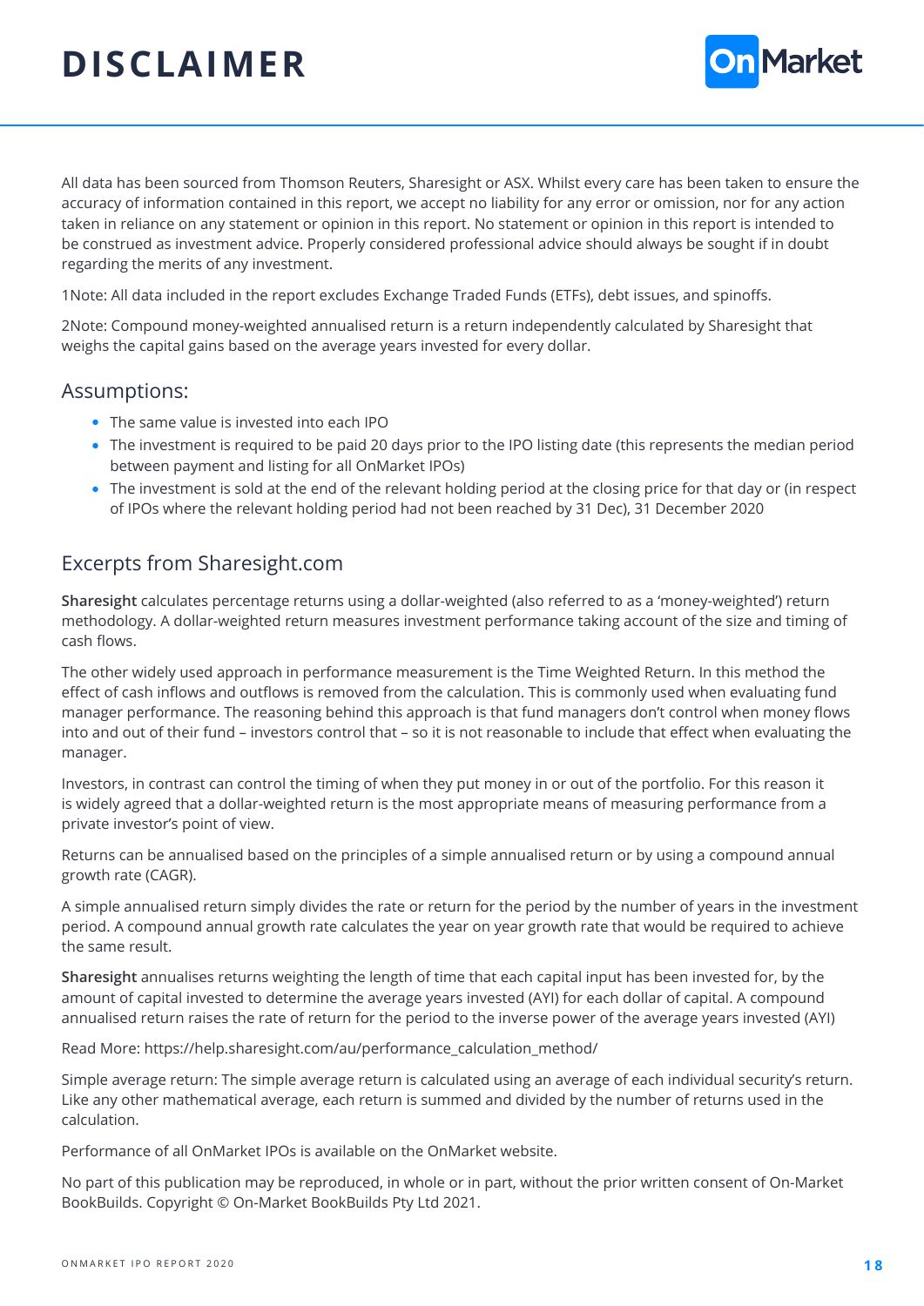# DISCLAIMER

All data has been sourced from Thomson Reuters, Sharesight or ASX. Whilst every care has been taken to ensure the accuracy of information contained in this report, we accept no liability for any error or omission, nor for any action taken in reliance on any statement or opinion in this report. No statement or opinion in this report is intended to be construed as investment advice. Properly considered professional advice should always be sought if in doubt regarding the merits of any investment.

1Note: All data included in the report excludes Exchange Traded Funds (ETFs), debt issues, and spinoffs.

2Note: Compound money-weighted annualised return is a return independently calculated by Sharesight that weighs the capital gains based on the average years invested for every dollar.

## Assumptions:

- The same value is invested into each IPO
- The investment is required to be paid 20 days prior to the IPO listing date (this represents the median period between payment and listing for all OnMarket IPOs)
- The investment is sold at the end of the relevant holding period at the closing price for that day or (in respect of IPOs where the relevant holding period had not been reached by 31 Dec), 31 December 2020

## Excerpts from Sharesight.com

**Sharesight** calculates percentage returns using a dollar-weighted (also referred to as a 'money-weighted') return methodology. A dollar-weighted return measures investment performance taking account of the size and timing of cash flows.

The other widely used approach in performance measurement is the Time Weighted Return. In this method the effect of cash inflows and outflows is removed from the calculation. This is commonly used when evaluating fund manager performance. The reasoning behind this approach is that fund managers don't control when money flows into and out of their fund – investors control that – so it is not reasonable to include that effect when evaluating the manager.

Investors, in contrast can control the timing of when they put money in or out of the portfolio. For this reason it is widely agreed that a dollar-weighted return is the most appropriate means of measuring performance from a private investor's point of view.

Returns can be annualised based on the principles of a simple annualised return or by using a compound annual growth rate (CAGR).

A simple annualised return simply divides the rate or return for the period by the number of years in the investment period. A compound annual growth rate calculates the year on year growth rate that would be required to achieve the same result.

**Sharesight** annualises returns weighting the length of time that each capital input has been invested for, by the amount of capital invested to determine the average years invested (AYI) for each dollar of capital. A compound annualised return raises the rate of return for the period to the inverse power of the average years invested (AYI)

Read More: https://help.sharesight.com/au/performance_calculation_method/

Simple average return: The simple average return is calculated using an average of each individual security's return. Like any other mathematical average, each return is summed and divided by the number of returns used in the calculation.

Performance of all OnMarket IPOs is available on the OnMarket website.

No part of this publication may be reproduced, in whole or in part, without the prior written consent of On-Market BookBuilds. Copyright © On-Market BookBuilds Pty Ltd 2021.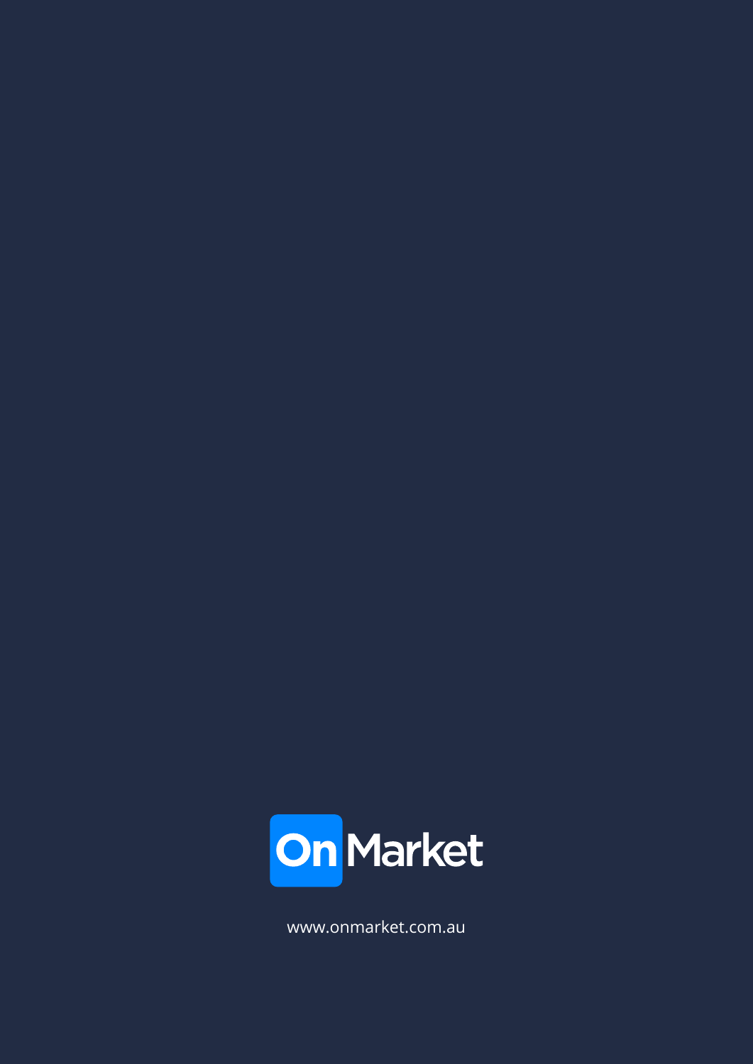OnMarket

www.onmarket.com.au